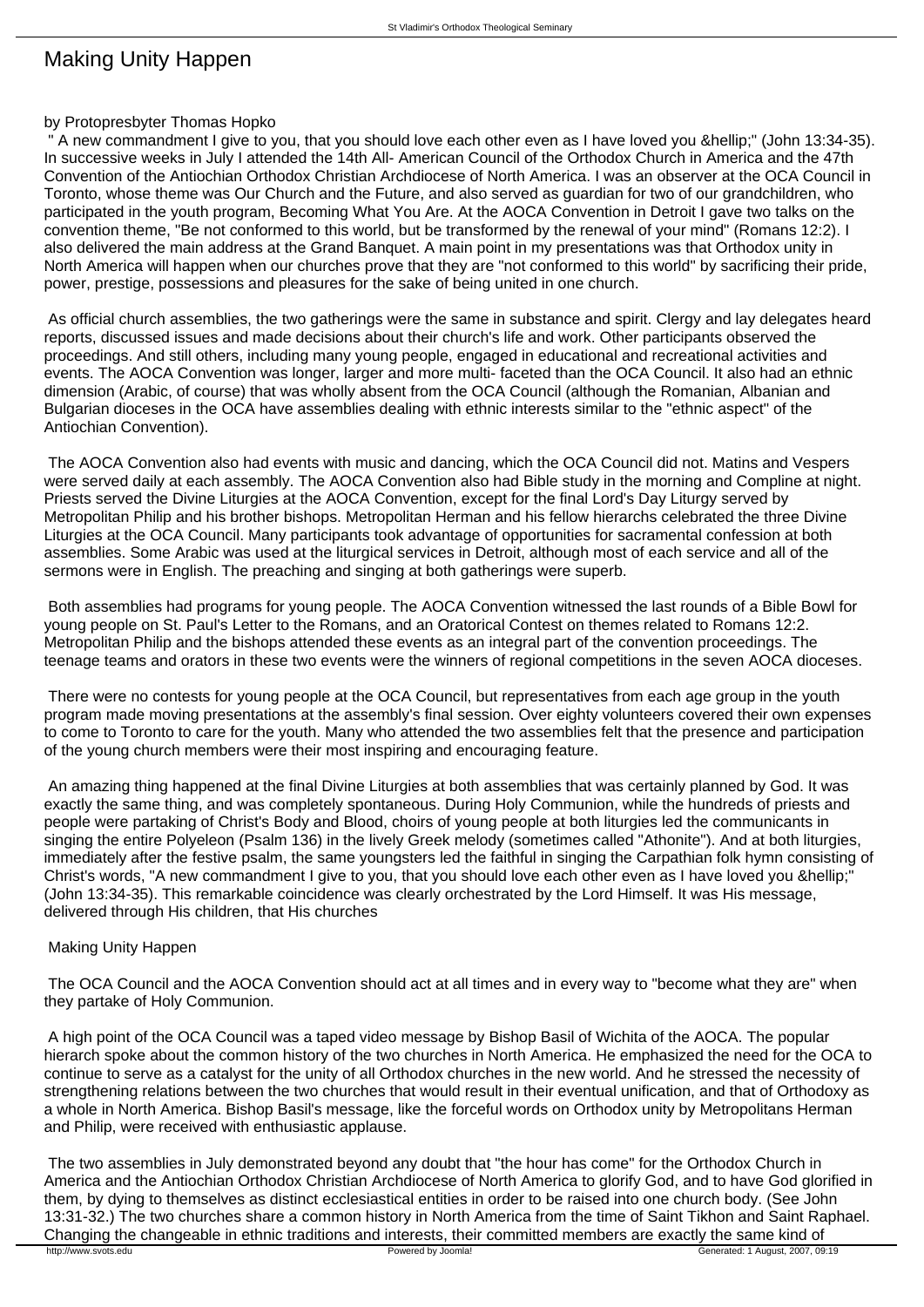# Making Unity Happen

by Protopresbyter Thomas Hopko

" A new commandment I give to you, that you should love each other even as I have loved you &hellip;" (John 13:34-35). In successive weeks in July I attended the 14th All- American Council of the Orthodox Church in America and the 47th Convention of the Antiochian Orthodox Christian Archdiocese of North America. I was an observer at the OCA Council in Toronto, whose theme was Our Church and the Future, and also served as guardian for two of our grandchildren, who participated in the youth program, Becoming What You Are. At the AOCA Convention in Detroit I gave two talks on the convention theme, "Be not conformed to this world, but be transformed by the renewal of your mind" (Romans 12:2). I also delivered the main address at the Grand Banquet. A main point in my presentations was that Orthodox unity in North America will happen when our churches prove that they are "not conformed to this world" by sacrificing their pride, power, prestige, possessions and pleasures for the sake of being united in one church.

As official church assemblies, the two gatherings were the same in substance and spirit. Clergy and lay delegates heard reports, discussed issues and made decisions about their church's life and work. Other participants observed the proceedings. And still others, including many young people, engaged in educational and recreational activities and events. The AOCA Convention was longer, larger and more multi- faceted than the OCA Council. It also had an ethnic dimension (Arabic, of course) that was wholly absent from the OCA Council (although the Romanian, Albanian and Bulgarian dioceses in the OCA have assemblies dealing with ethnic interests similar to the "ethnic aspect" of the Antiochian Convention).

The AOCA Convention also had events with music and dancing, which the OCA Council did not. Matins and Vespers were served daily at each assembly. The AOCA Convention also had Bible study in the morning and Compline at night. Priests served the Divine Liturgies at the AOCA Convention, except for the final Lord's Day Liturgy served by Metropolitan Philip and his brother bishops. Metropolitan Herman and his fellow hierarchs celebrated the three Divine Liturgies at the OCA Council. Many participants took advantage of opportunities for sacramental confession at both assemblies. Some Arabic was used at the liturgical services in Detroit, although most of each service and all of the sermons were in English. The preaching and singing at both gatherings were superb.

Both assemblies had programs for young people. The AOCA Convention witnessed the last rounds of a Bible Bowl for young people on St. Paul's Letter to the Romans, and an Oratorical Contest on themes related to Romans 12:2. Metropolitan Philip and the bishops attended these events as an integral part of the convention proceedings. The teenage teams and orators in these two events were the winners of regional competitions in the seven AOCA dioceses.

There were no contests for young people at the OCA Council, but representatives from each age group in the youth program made moving presentations at the assembly's final session. Over eighty volunteers covered their own expenses to come to Toronto to care for the youth. Many who attended the two assemblies felt that the presence and participation of the young church members were their most inspiring and encouraging feature.

An amazing thing happened at the final Divine Liturgies at both assemblies that was certainly planned by God. It was exactly the same thing, and was completely spontaneous. During Holy Communion, while the hundreds of priests and people were partaking of Christ's Body and Blood, choirs of young people at both liturgies led the communicants in singing the entire Polyeleon (Psalm 136) in the lively Greek melody (sometimes called "Athonite"). And at both liturgies, immediately after the festive psalm, the same youngsters led the faithful in singing the Carpathian folk hymn consisting of Christ's words, "A new commandment I give to you, that you should love each other even as I have loved you &hellip;" (John 13:34-35). This remarkable coincidence was clearly orchestrated by the Lord Himself. It was His message, delivered through His children, that His churches

Making Unity Happen

The OCA Council and the AOCA Convention should act at all times and in every way to "become what they are" when they partake of Holy Communion.

A high point of the OCA Council was a taped video message by Bishop Basil of Wichita of the AOCA. The popular hierarch spoke about the common history of the two churches in North America. He emphasized the need for the OCA to continue to serve as a catalyst for the unity of all Orthodox churches in the new world. And he stressed the necessity of strengthening relations between the two churches that would result in their eventual unification, and that of Orthodoxy as a whole in North America. Bishop Basil's message, like the forceful words on Orthodox unity by Metropolitans Herman and Philip, were received with enthusiastic applause.

The two assemblies in July demonstrated beyond any doubt that "the hour has come" for the Orthodox Church in America and the Antiochian Orthodox Christian Archdiocese of North America to glorify God, and to have God glorified in them, by dying to themselves as distinct ecclesiastical entities in order to be raised into one church body. (See John 13:31-32.) The two churches share a common history in North America from the time of Saint Tikhon and Saint Raphael. Changing the changeable in ethnic traditions and interests, their committed members are exactly the same kind of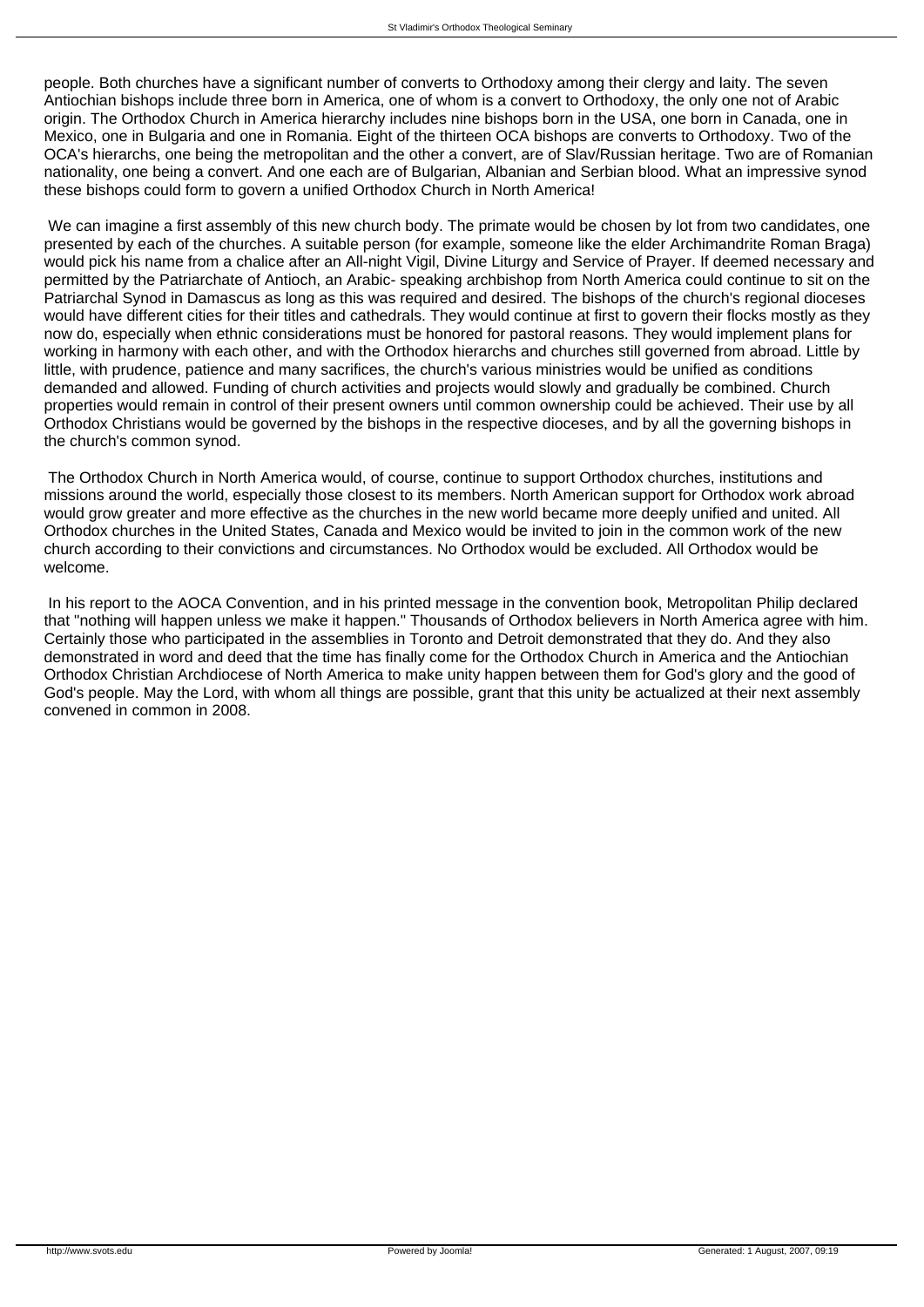people. Both churches have a significant number of converts to Orthodoxy among their clergy and laity. The seven Antiochian bishops include three born in America, one of whom is a convert to Orthodoxy, the only one not of Arabic origin. The Orthodox Church in America hierarchy includes nine bishops born in the USA, one born in Canada, one in Mexico, one in Bulgaria and one in Romania. Eight of the thirteen OCA bishops are converts to Orthodoxy. Two of the OCA's hierarchs, one being the metropolitan and the other a convert, are of Slav/Russian heritage. Two are of Romanian nationality, one being a convert. And one each are of Bulgarian, Albanian and Serbian blood. What an impressive synod these bishops could form to govern a unified Orthodox Church in North America!

We can imagine a first assembly of this new church body. The primate would be chosen by lot from two candidates, one presented by each of the churches. A suitable person (for example, someone like the elder Archimandrite Roman Braga) would pick his name from a chalice after an All-night Vigil, Divine Liturgy and Service of Prayer. If deemed necessary and permitted by the Patriarchate of Antioch, an Arabic- speaking archbishop from North America could continue to sit on the Patriarchal Synod in Damascus as long as this was required and desired. The bishops of the church's regional dioceses would have different cities for their titles and cathedrals. They would continue at first to govern their flocks mostly as they now do, especially when ethnic considerations must be honored for pastoral reasons. They would implement plans for working in harmony with each other, and with the Orthodox hierarchs and churches still governed from abroad. Little by little, with prudence, patience and many sacrifices, the church's various ministries would be unified as conditions demanded and allowed. Funding of church activities and projects would slowly and gradually be combined. Church properties would remain in control of their present owners until common ownership could be achieved. Their use by all Orthodox Christians would be governed by the bishops in the respective dioceses, and by all the governing bishops in the church's common synod.

The Orthodox Church in North America would, of course, continue to support Orthodox churches, institutions and missions around the world, especially those closest to its members. North American support for Orthodox work abroad would grow greater and more effective as the churches in the new world became more deeply unified and united. All Orthodox churches in the United States, Canada and Mexico would be invited to join in the common work of the new church according to their convictions and circumstances. No Orthodox would be excluded. All Orthodox would be welcome.

In his report to the AOCA Convention, and in his printed message in the convention book, Metropolitan Philip declared that "nothing will happen unless we make it happen." Thousands of Orthodox believers in North America agree with him. Certainly those who participated in the assemblies in Toronto and Detroit demonstrated that they do. And they also demonstrated in word and deed that the time has finally come for the Orthodox Church in America and the Antiochian Orthodox Christian Archdiocese of North America to make unity happen between them for God's glory and the good of God's people. May the Lord, with whom all things are possible, grant that this unity be actualized at their next assembly convened in common in 2008.